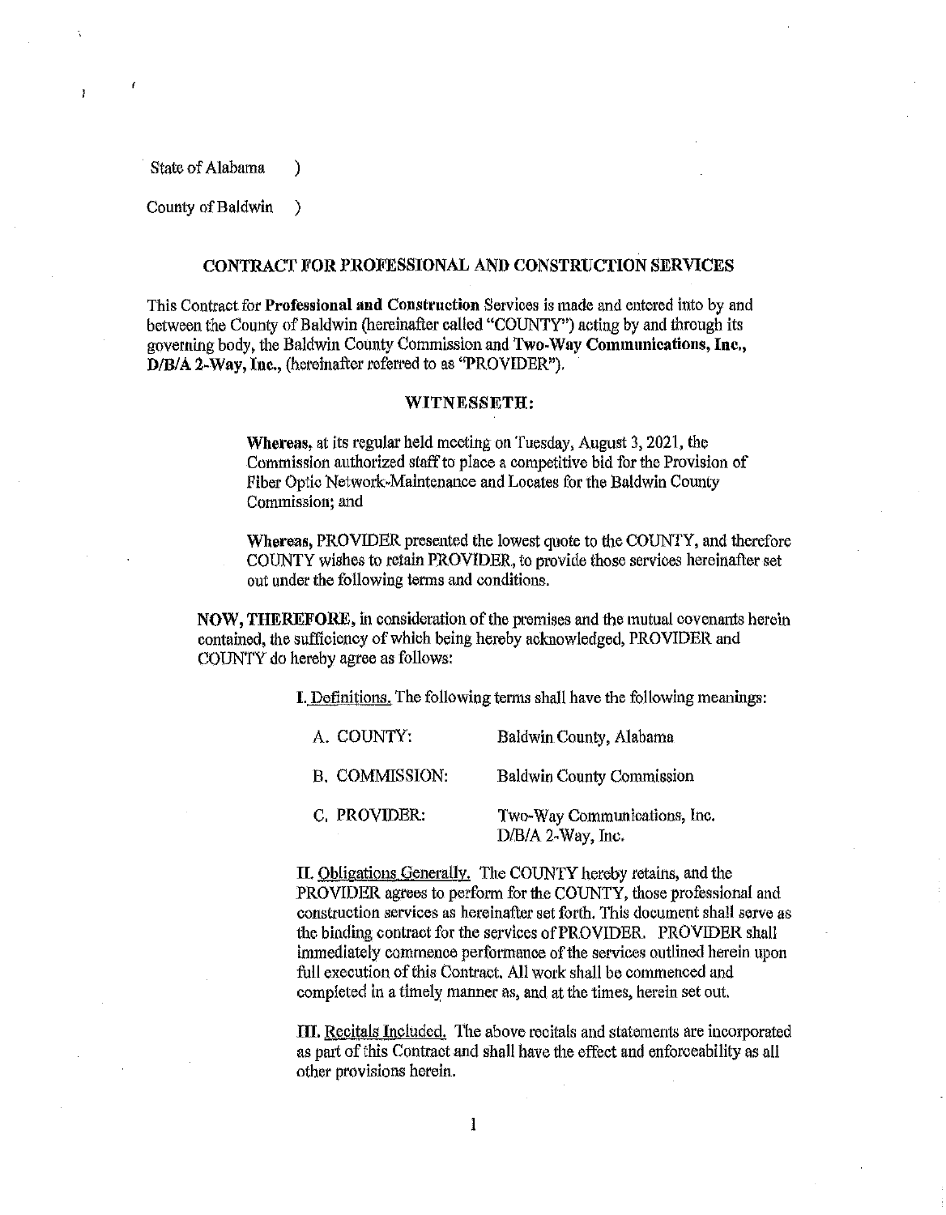State of Alabama )

County of Baldwin )

## CONTRACT FOR PROFESSIONAL AND CONSTRUCTION SERVICES

This Contract for **Professional and Construction** Services is made and entered into by and between the County of Baldwin (hereinafter called "COUNTY") acting by and through its governing body, the Baldwin County Commission and **Two-Way Communications, Inc., D/B/A 2-Way, Inc.,** (hereinafter referred to as "PROVIDER").

### WITNESSETH:

**Whereas,** at its regular held meeting on Tuesday, August 3, 2021, the Commission authorized staff to place a competitive bid for the Provision of Fiber Optic Network-Maintenance and Locates for the Baldwin County Commission; and

**Whereas,** PROVIDER presented the lowest quote to the COUNTY, and therefore COUNTY wishes to retain PROVIDER, to provide those services hereinafter set out under the following terms and conditions.

**NOW, THEREFORE,** in consideration of the premises and the mutual covenants herein contained, the sufficiency of which being hereby acknowledged, PROVIDER and COUNTY do hereby agree as follows:

**I.** Definitions. The following terms shall have the following meanings:

| | |
|---|---|
| A. COUNTY: | Baldwin County, Alabama |
| B. COMMISSION: | Baldwin County Commission |
| C. PROVIDER: | Two-Way Communications, Inc. D/B/A 2-Way, Inc. |

**II.** Obligations Generally. The COUNTY hereby retains, and the PROVIDER agrees to perform for the COUNTY, those professional and construction services as hereinafter set forth. This document shall serve as the binding contract for the services of PROVIDER. PROVIDER shall immediately commence performance of the services outlined herein upon full execution of this Contract. All work shall be commenced and completed in a timely manner as, and at the times, herein set out.

**III.** Recitals Included. The above recitals and statements are incorporated as part of this Contract and shall have the effect and enforceability as all other provisions herein.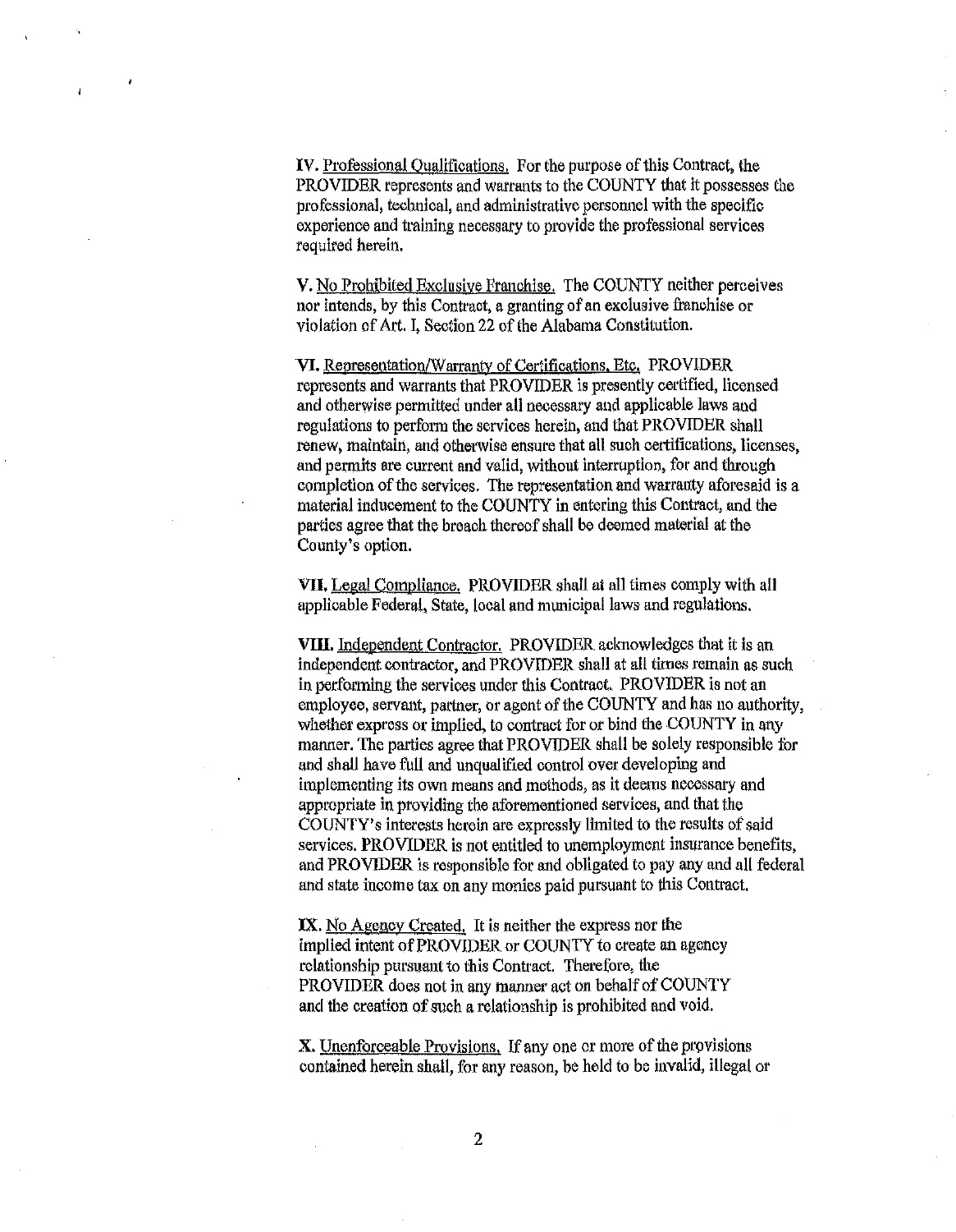**IV.** Professional Qualifications. For the purpose of this Contract, the PROVIDER represents and warrants to the COUNTY that it possesses the professional, technical, and administrative personnel with the specific experience and training necessary to provide the professional services required herein.

**V.** No Prohibited Exclusive Franchise. The COUNTY neither perceives nor intends, by this Contract, a granting of an exclusive franchise or violation of Art. I, Section 22 of the Alabama Constitution.

**VI.** Representation/Warranty of Certifications, Etc. PROVIDER represents and warrants that PROVIDER is presently certified, licensed and otherwise permitted under all necessary and applicable laws and regulations to perform the services herein, and that PROVIDER shall renew, maintain, and otherwise ensure that all such certifications, licenses, and permits are current and valid, without interruption, for and through completion of the services. The representation and warranty aforesaid is a material inducement to the COUNTY in entering this Contract, and the parties agree that the breach thereof shall be deemed material at the County's option.

**VII.** Legal Compliance. PROVIDER shall at all times comply with all applicable Federal, State, local and municipal laws and regulations.

**VIII.** Independent Contractor. PROVIDER acknowledges that it is an independent contractor, and PROVIDER shall at all times remain as such in performing the services under this Contract. PROVIDER is not an employee, servant, partner, or agent of the COUNTY and has no authority, whether express or implied, to contract for or bind the COUNTY in any manner. The parties agree that PROVIDER shall be solely responsible for and shall have full and unqualified control over developing and implementing its own means and methods, as it deems necessary and appropriate in providing the aforementioned services, and that the COUNTY's interests herein are expressly limited to the results of said services. PROVIDER is not entitled to unemployment insurance benefits, and PROVIDER is responsible for and obligated to pay any and all federal and state income tax on any monies paid pursuant to this Contract.

**IX.** No Agency Created. It is neither the express nor the implied intent of PROVIDER or COUNTY to create an agency relationship pursuant to this Contract. Therefore, the PROVIDER does not in any manner act on behalf of COUNTY and the creation of such a relationship is prohibited and void.

**X.** Unenforceable Provisions. If any one or more of the provisions contained herein shall, for any reason, be held to be invalid, illegal or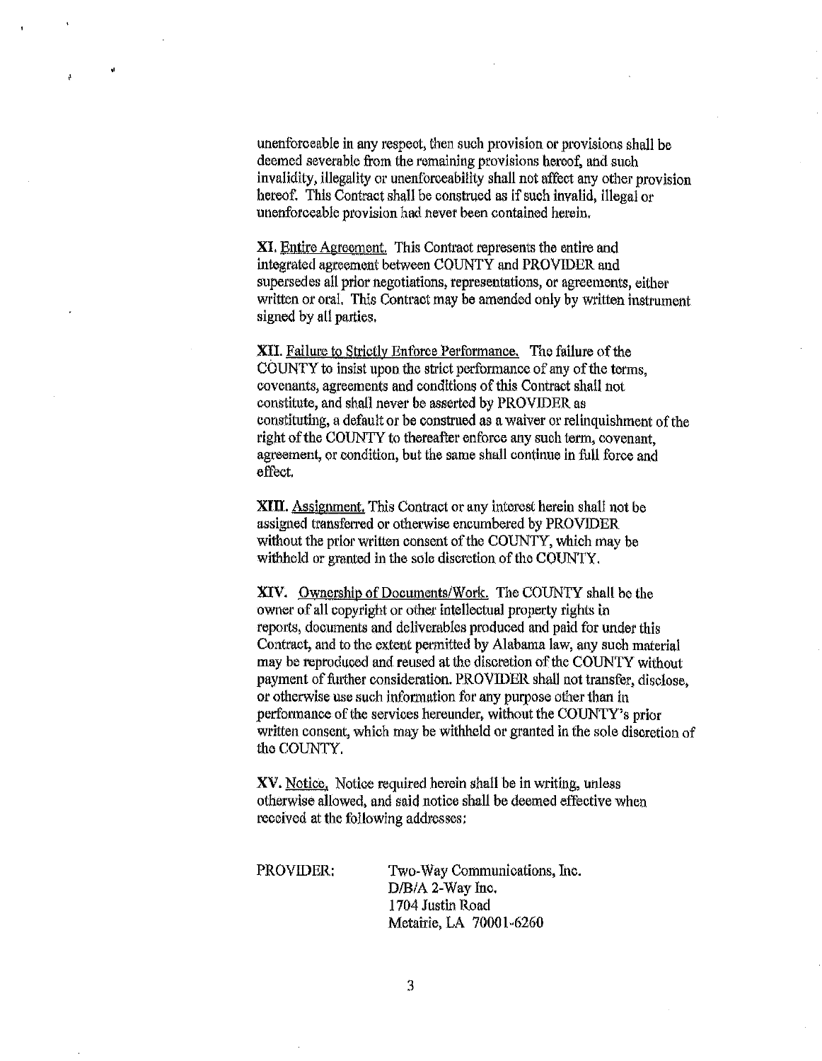unenforceable in any respect, then such provision or provisions shall be deemed severable from the remaining provisions hereof, and such invalidity, illegality or unenforceability shall not affect any other provision hereof. This Contract shall be construed as if such invalid, illegal or unenforceable provision had never been contained herein.

**XI.** Entire Agreement. This Contract represents the entire and integrated agreement between COUNTY and PROVIDER and supersedes all prior negotiations, representations, or agreements, either written or oral. This Contract may be amended only by written instrument signed by all parties.

**XII.** Failure to Strictly Enforce Performance. The failure of the COUNTY to insist upon the strict performance of any of the terms, covenants, agreements and conditions of this Contract shall not constitute, and shall never be asserted by PROVIDER as constituting, a default or be construed as a waiver or relinquishment of the right of the COUNTY to thereafter enforce any such term, covenant, agreement, or condition, but the same shall continue in full force and effect.

**XIII.** Assignment. This Contract or any interest herein shall not be assigned transferred or otherwise encumbered by PROVIDER without the prior written consent of the COUNTY, which may be withheld or granted in the sole discretion of the COUNTY.

**XIV.** Ownership of Documents/Work. The COUNTY shall be the owner of all copyright or other intellectual property rights in reports, documents and deliverables produced and paid for under this Contract, and to the extent permitted by Alabama law, any such material may be reproduced and reused at the discretion of the COUNTY without payment of further consideration. PROVIDER shall not transfer, disclose, or otherwise use such information for any purpose other than in performance of the services hereunder, without the COUNTY's prior written consent, which may be withheld or granted in the sole discretion of the COUNTY.

**XV.** Notice. Notice required herein shall be in writing, unless otherwise allowed, and said notice shall be deemed effective when received at the following addresses:

PROVIDER:

Two-Way Communications, Inc.
D/B/A 2-Way Inc.
1704 Justin Road
Metairie, LA 70001-6260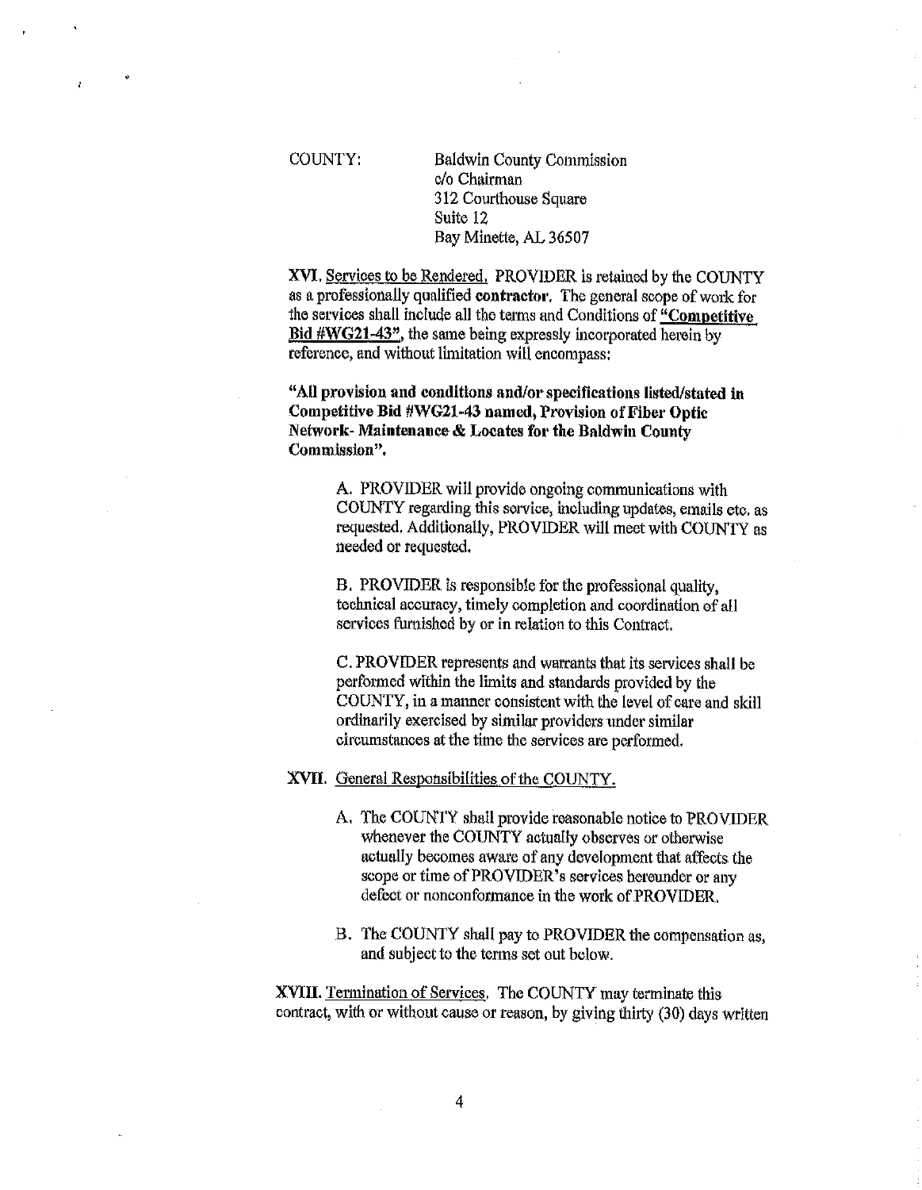COUNTY: Baldwin County Commission
c/o Chairman
312 Courthouse Square
Suite 12
Bay Minette, AL 36507

**XVI.** Services to be Rendered. PROVIDER is retained by the COUNTY as a professionally qualified **contractor**. The general scope of work for the services shall include all the terms and Conditions of **"Competitive Bid #WG21-43"**, the same being expressly incorporated herein by reference, and without limitation will encompass:

**"All provision and conditions and/or specifications listed/stated in Competitive Bid #WG21-43 named, Provision of Fiber Optic Network- Maintenance & Locates for the Baldwin County Commission".**

A. PROVIDER will provide ongoing communications with COUNTY regarding this service, including updates, emails etc. as requested. Additionally, PROVIDER will meet with COUNTY as needed or requested.

B. PROVIDER is responsible for the professional quality, technical accuracy, timely completion and coordination of all services furnished by or in relation to this Contract.

C. PROVIDER represents and warrants that its services shall be performed within the limits and standards provided by the COUNTY, in a manner consistent with the level of care and skill ordinarily exercised by similar providers under similar circumstances at the time the services are performed.

**XVII.** General Responsibilities of the COUNTY.

A. The COUNTY shall provide reasonable notice to PROVIDER whenever the COUNTY actually observes or otherwise actually becomes aware of any development that affects the scope or time of PROVIDER's services hereunder or any defect or nonconformance in the work of PROVIDER.

B. The COUNTY shall pay to PROVIDER the compensation as, and subject to the terms set out below.

**XVIII.** Termination of Services. The COUNTY may terminate this contract, with or without cause or reason, by giving thirty (30) days written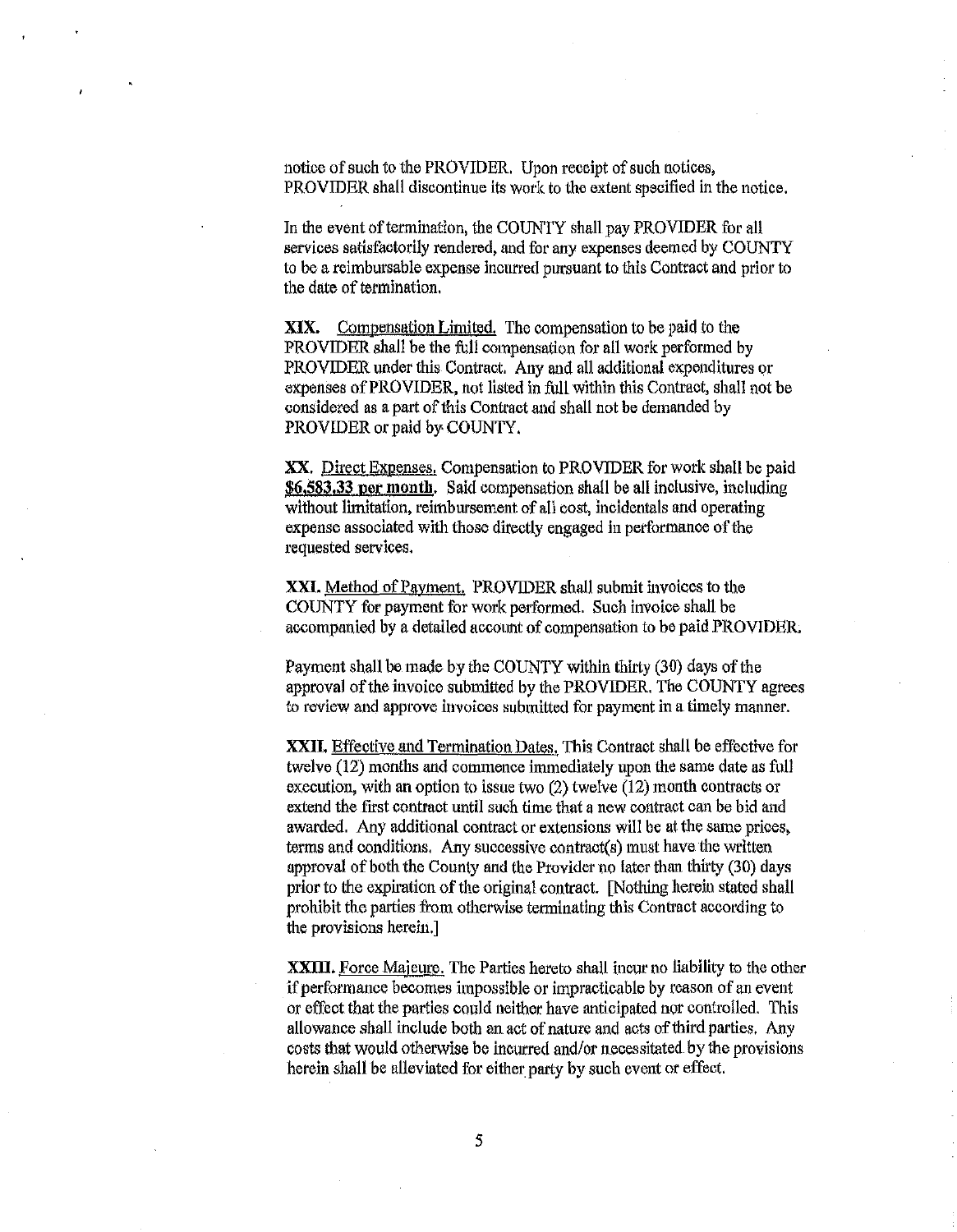notice of such to the PROVIDER. Upon receipt of such notices, PROVIDER shall discontinue its work to the extent specified in the notice.

In the event of termination, the COUNTY shall pay PROVIDER for all services satisfactorily rendered, and for any expenses deemed by COUNTY to be a reimbursable expense incurred pursuant to this Contract and prior to the date of termination.

**XIX.** Compensation Limited. The compensation to be paid to the PROVIDER shall be the full compensation for all work performed by PROVIDER under this Contract. Any and all additional expenditures or expenses of PROVIDER, not listed in full within this Contract, shall not be considered as a part of this Contract and shall not be demanded by PROVIDER or paid by COUNTY.

**XX.** Direct Expenses. Compensation to PROVIDER for work shall be paid **$6,583.33 per month**. Said compensation shall be all inclusive, including without limitation, reimbursement of all cost, incidentals and operating expense associated with those directly engaged in performance of the requested services.

**XXI.** Method of Payment. PROVIDER shall submit invoices to the COUNTY for payment for work performed. Such invoice shall be accompanied by a detailed account of compensation to be paid PROVIDER.

Payment shall be made by the COUNTY within thirty (30) days of the approval of the invoice submitted by the PROVIDER. The COUNTY agrees to review and approve invoices submitted for payment in a timely manner.

**XXII.** Effective and Termination Dates. This Contract shall be effective for twelve (12) months and commence immediately upon the same date as full execution, with an option to issue two (2) twelve (12) month contracts or extend the first contract until such time that a new contract can be bid and awarded. Any additional contract or extensions will be at the same prices, terms and conditions. Any successive contract(s) must have the written approval of both the County and the Provider no later than thirty (30) days prior to the expiration of the original contract. [Nothing herein stated shall prohibit the parties from otherwise terminating this Contract according to the provisions herein.]

**XXIII.** Force Majeure. The Parties hereto shall incur no liability to the other if performance becomes impossible or impracticable by reason of an event or effect that the parties could neither have anticipated nor controlled. This allowance shall include both an act of nature and acts of third parties. Any costs that would otherwise be incurred and/or necessitated by the provisions herein shall be alleviated for either party by such event or effect.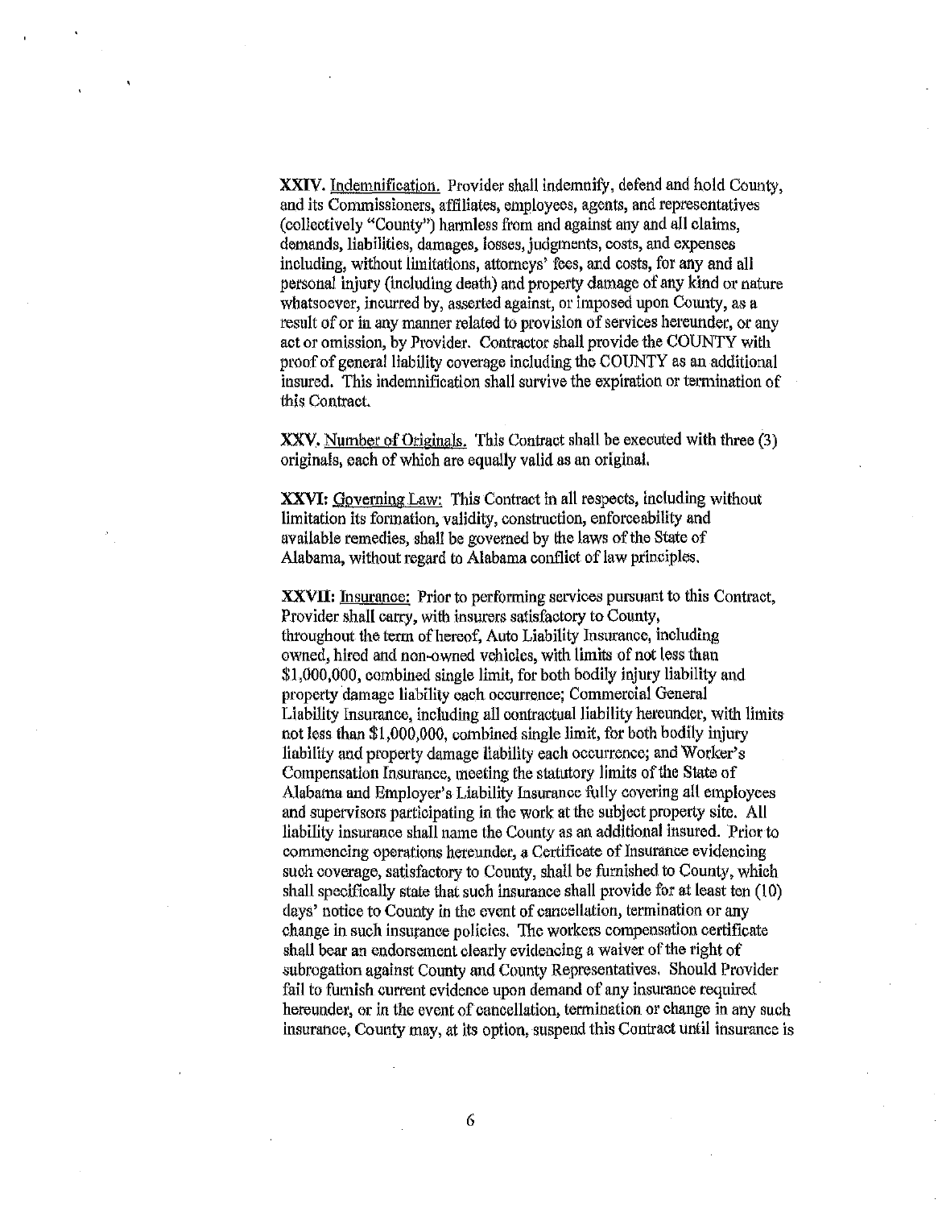**XXIV.** Indemnification. Provider shall indemnify, defend and hold County, and its Commissioners, affiliates, employees, agents, and representatives (collectively "County") harmless from and against any and all claims, demands, liabilities, damages, losses, judgments, costs, and expenses including, without limitations, attorneys' fees, and costs, for any and all personal injury (including death) and property damage of any kind or nature whatsoever, incurred by, asserted against, or imposed upon County, as a result of or in any manner related to provision of services hereunder, or any act or omission, by Provider. Contractor shall provide the COUNTY with proof of general liability coverage including the COUNTY as an additional insured. This indemnification shall survive the expiration or termination of this Contract.

**XXV.** Number of Originals. This Contract shall be executed with three (3) originals, each of which are equally valid as an original.

**XXVI:** Governing Law: This Contract in all respects, including without limitation its formation, validity, construction, enforceability and available remedies, shall be governed by the laws of the State of Alabama, without regard to Alabama conflict of law principles.

**XXVII:** Insurance: Prior to performing services pursuant to this Contract, Provider shall carry, with insurers satisfactory to County, throughout the term of hereof, Auto Liability Insurance, including owned, hired and non-owned vehicles, with limits of not less than $1,000,000, combined single limit, for both bodily injury liability and property damage liability each occurrence; Commercial General Liability Insurance, including all contractual liability hereunder, with limits not less than $1,000,000, combined single limit, for both bodily injury liability and property damage liability each occurrence; and Worker's Compensation Insurance, meeting the statutory limits of the State of Alabama and Employer's Liability Insurance fully covering all employees and supervisors participating in the work at the subject property site. All liability insurance shall name the County as an additional insured. Prior to commencing operations hereunder, a Certificate of Insurance evidencing such coverage, satisfactory to County, shall be furnished to County, which shall specifically state that such insurance shall provide for at least ten (10) days' notice to County in the event of cancellation, termination or any change in such insurance policies. The workers compensation certificate shall bear an endorsement clearly evidencing a waiver of the right of subrogation against County and County Representatives. Should Provider fail to furnish current evidence upon demand of any insurance required hereunder, or in the event of cancellation, termination or change in any such insurance, County may, at its option, suspend this Contract until insurance is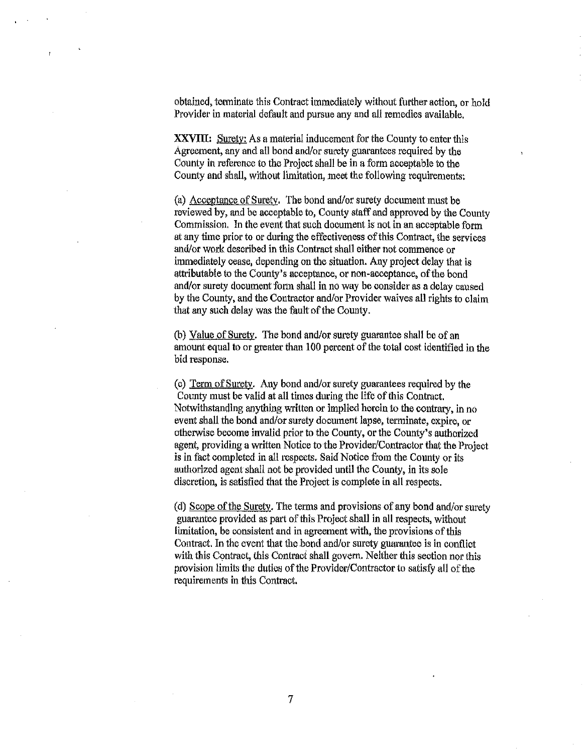obtained, terminate this Contract immediately without further action, or hold Provider in material default and pursue any and all remedies available.

**XXVIII:** Surety: As a material inducement for the County to enter this Agreement, any and all bond and/or surety guarantees required by the County in reference to the Project shall be in a form acceptable to the County and shall, without limitation, meet the following requirements:

(a) Acceptance of Surety. The bond and/or surety document must be reviewed by, and be acceptable to, County staff and approved by the County Commission. In the event that such document is not in an acceptable form at any time prior to or during the effectiveness of this Contract, the services and/or work described in this Contract shall either not commence or immediately cease, depending on the situation. Any project delay that is attributable to the County's acceptance, or non-acceptance, of the bond and/or surety document form shall in no way be consider as a delay caused by the County, and the Contractor and/or Provider waives all rights to claim that any such delay was the fault of the County.

(b) Value of Surety. The bond and/or surety guarantee shall be of an amount equal to or greater than 100 percent of the total cost identified in the bid response.

(c) Term of Surety. Any bond and/or surety guarantees required by the County must be valid at all times during the life of this Contract. Notwithstanding anything written or implied herein to the contrary, in no event shall the bond and/or surety document lapse, terminate, expire, or otherwise become invalid prior to the County, or the County's authorized agent, providing a written Notice to the Provider/Contractor that the Project is in fact completed in all respects. Said Notice from the County or its authorized agent shall not be provided until the County, in its sole discretion, is satisfied that the Project is complete in all respects.

(d) Scope of the Surety. The terms and provisions of any bond and/or surety guarantee provided as part of this Project shall in all respects, without limitation, be consistent and in agreement with, the provisions of this Contract. In the event that the bond and/or surety guarantee is in conflict with this Contract, this Contract shall govern. Neither this section nor this provision limits the duties of the Provider/Contractor to satisfy all of the requirements in this Contract.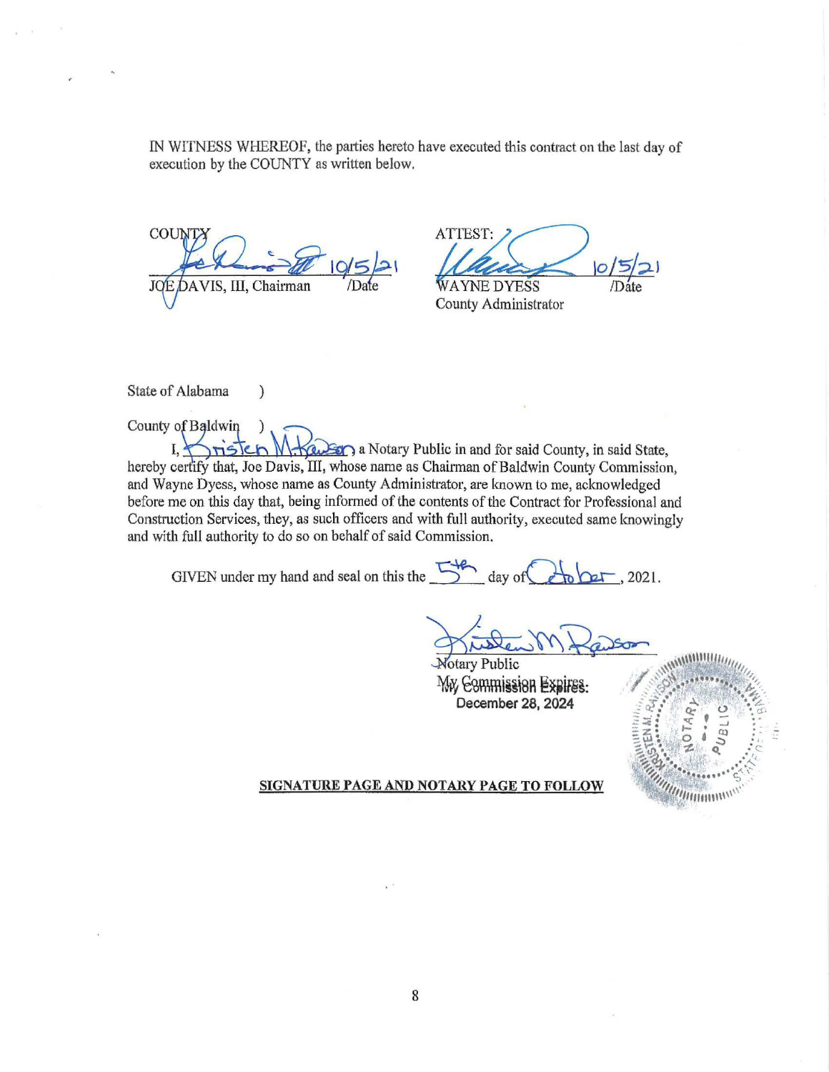IN WITNESS WHEREOF, the parties hereto have executed this contract on the last day of execution by the COUNTY as written below.

COUNTY

10/5/21

JOE DAVIS, III, Chairman /Date

ATTEST:

10/5/21

WAYNE DYESS /Date
County Administrator

State of Alabama )

County of Baldwin )

I, Kristen M. Rawson, a Notary Public in and for said County, in said State, hereby certify that, Joe Davis, III, whose name as Chairman of Baldwin County Commission, and Wayne Dyess, whose name as County Administrator, are known to me, acknowledged before me on this day that, being informed of the contents of the Contract for Professional and Construction Services, they, as such officers and with full authority, executed same knowingly and with full authority to do so on behalf of said Commission.

GIVEN under my hand and seal on this the 5th day of October, 2021.

Notary Public
My Commission Expires:
**December 28, 2024**

KRISTEN M. RAWSON NOTARY PUBLIC STATE OF ALABAMA

**SIGNATURE PAGE AND NOTARY PAGE TO FOLLOW**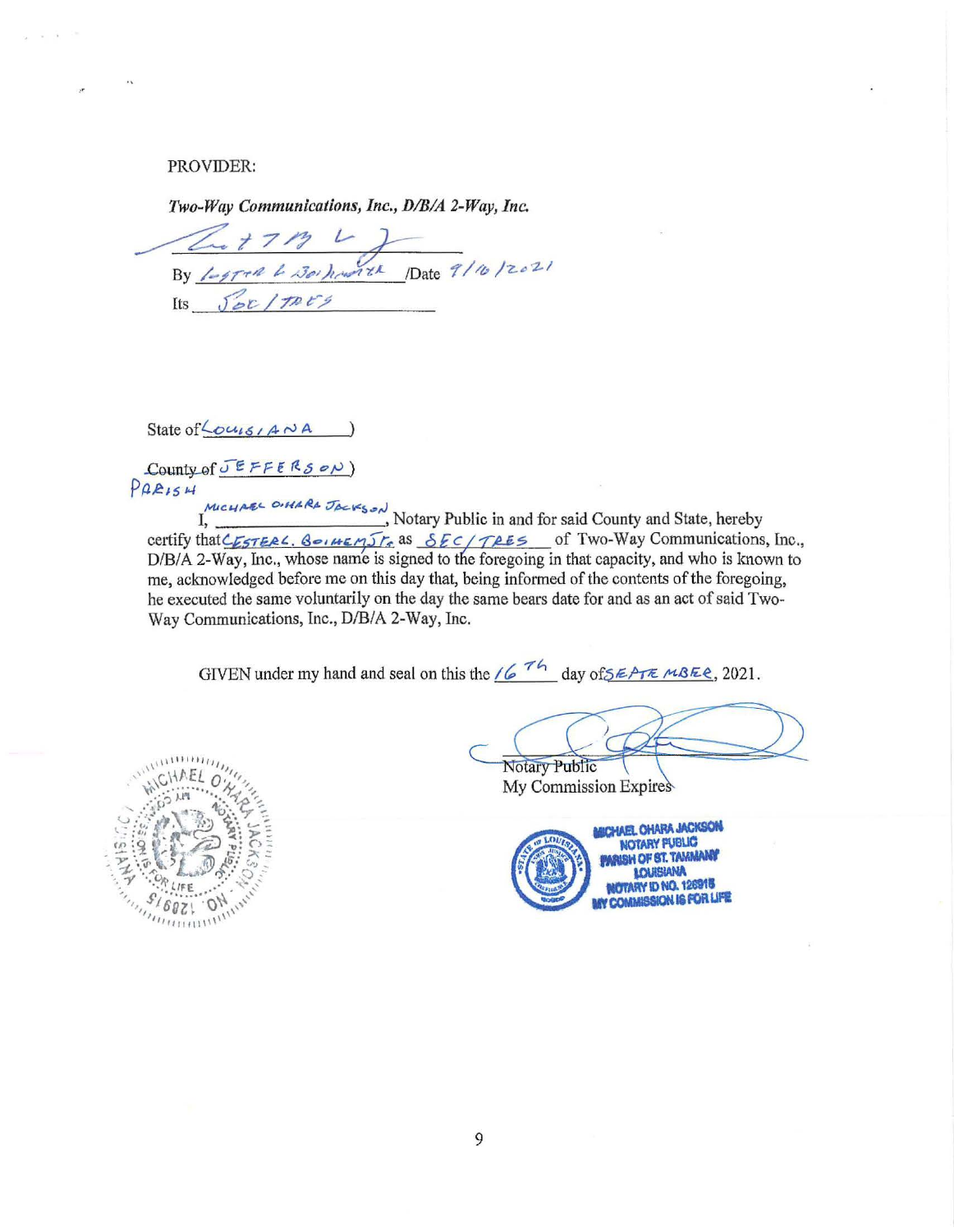PROVIDER:

***Two-Way Communications, Inc., D/B/A 2-Way, Inc.***

By Lester L Boihemath /Date 9/16/2021

Its Sec / Tres

State of Louisiana )

~~County of~~ Jefferson )
Parish

I, Michael O'Hara Jackson, Notary Public in and for said County and State, hereby certify that Lester L. Boihem Jr. as Sec / Tres of Two-Way Communications, Inc., D/B/A 2-Way, Inc., whose name is signed to the foregoing in that capacity, and who is known to me, acknowledged before me on this day that, being informed of the contents of the foregoing, he executed the same voluntarily on the day the same bears date for and as an act of said Two-Way Communications, Inc., D/B/A 2-Way, Inc.

GIVEN under my hand and seal on this the 16th day of September, 2021.

Notary Public
My Commission Expires

MICHAEL OHARA JACKSON
NOTARY PUBLIC
PARISH OF ST. TAMMANY
LOUISIANA
NOTARY ID NO. 126915
MY COMMISSION IS FOR LIFE